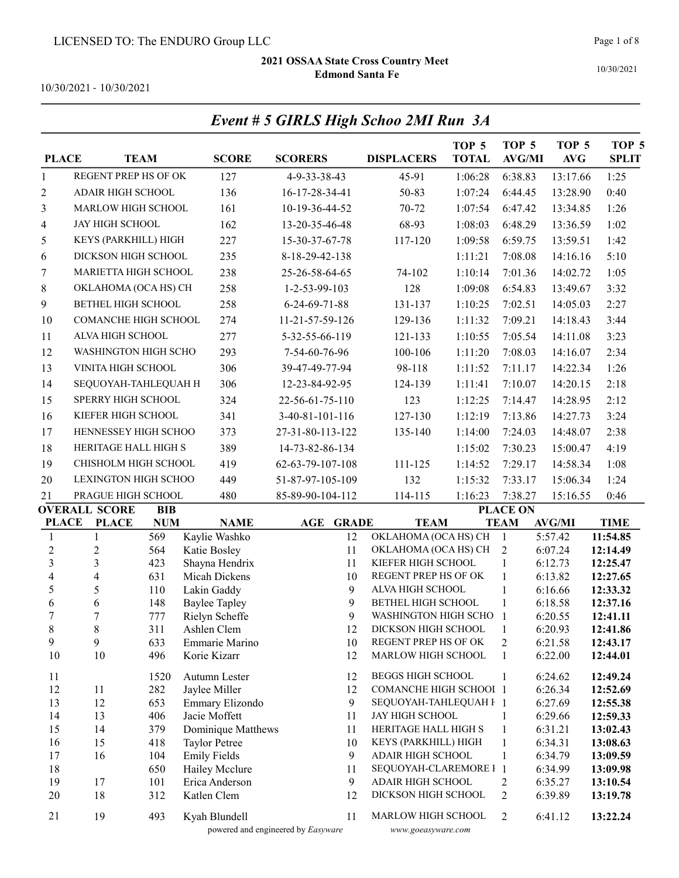LICENSED TO: The ENDURO Group LLC

**2021 OSSAA State Cross Country Meet**
**Edmond Santa Fe**

10/30/2021 - 10/30/2021

## *Event # 5 GIRLS High Schoo 2MI Run 3A*

| PLACE | TEAM | SCORE | SCORERS | DISPLACERS | TOP 5 TOTAL | TOP 5 AVG/MI | TOP 5 AVG | TOP 5 SPLIT |
|---|---|---|---|---|---|---|---|---|
| 1 | REGENT PREP HS OF OK | 127 | 4-9-33-38-43 | 45-91 | 1:06:28 | 6:38.83 | 13:17.66 | 1:25 |
| 2 | ADAIR HIGH SCHOOL | 136 | 16-17-28-34-41 | 50-83 | 1:07:24 | 6:44.45 | 13:28.90 | 0:40 |
| 3 | MARLOW HIGH SCHOOL | 161 | 10-19-36-44-52 | 70-72 | 1:07:54 | 6:47.42 | 13:34.85 | 1:26 |
| 4 | JAY HIGH SCHOOL | 162 | 13-20-35-46-48 | 68-93 | 1:08:03 | 6:48.29 | 13:36.59 | 1:02 |
| 5 | KEYS (PARKHILL) HIGH | 227 | 15-30-37-67-78 | 117-120 | 1:09:58 | 6:59.75 | 13:59.51 | 1:42 |
| 6 | DICKSON HIGH SCHOOL | 235 | 8-18-29-42-138 | | 1:11:21 | 7:08.08 | 14:16.16 | 5:10 |
| 7 | MARIETTA HIGH SCHOOL | 238 | 25-26-58-64-65 | 74-102 | 1:10:14 | 7:01.36 | 14:02.72 | 1:05 |
| 8 | OKLAHOMA (OCA HS) CH | 258 | 1-2-53-99-103 | 128 | 1:09:08 | 6:54.83 | 13:49.67 | 3:32 |
| 9 | BETHEL HIGH SCHOOL | 258 | 6-24-69-71-88 | 131-137 | 1:10:25 | 7:02.51 | 14:05.03 | 2:27 |
| 10 | COMANCHE HIGH SCHOOL | 274 | 11-21-57-59-126 | 129-136 | 1:11:32 | 7:09.21 | 14:18.43 | 3:44 |
| 11 | ALVA HIGH SCHOOL | 277 | 5-32-55-66-119 | 121-133 | 1:10:55 | 7:05.54 | 14:11.08 | 3:23 |
| 12 | WASHINGTON HIGH SCHO | 293 | 7-54-60-76-96 | 100-106 | 1:11:20 | 7:08.03 | 14:16.07 | 2:34 |
| 13 | VINITA HIGH SCHOOL | 306 | 39-47-49-77-94 | 98-118 | 1:11:52 | 7:11.17 | 14:22.34 | 1:26 |
| 14 | SEQUOYAH-TAHLEQUAH H | 306 | 12-23-84-92-95 | 124-139 | 1:11:41 | 7:10.07 | 14:20.15 | 2:18 |
| 15 | SPERRY HIGH SCHOOL | 324 | 22-56-61-75-110 | 123 | 1:12:25 | 7:14.47 | 14:28.95 | 2:12 |
| 16 | KIEFER HIGH SCHOOL | 341 | 3-40-81-101-116 | 127-130 | 1:12:19 | 7:13.86 | 14:27.73 | 3:24 |
| 17 | HENNESSEY HIGH SCHOO | 373 | 27-31-80-113-122 | 135-140 | 1:14:00 | 7:24.03 | 14:48.07 | 2:38 |
| 18 | HERITAGE HALL HIGH S | 389 | 14-73-82-86-134 | | 1:15:02 | 7:30.23 | 15:00.47 | 4:19 |
| 19 | CHISHOLM HIGH SCHOOL | 419 | 62-63-79-107-108 | 111-125 | 1:14:52 | 7:29.17 | 14:58.34 | 1:08 |
| 20 | LEXINGTON HIGH SCHOO | 449 | 51-87-97-105-109 | 132 | 1:15:32 | 7:33.17 | 15:06.34 | 1:24 |
| 21 | PRAGUE HIGH SCHOOL | 480 | 85-89-90-104-112 | 114-115 | 1:16:23 | 7:38.27 | 15:16.55 | 0:46 |

| OVERALL PLACE | SCORE PLACE | BIB NUM | NAME | AGE | GRADE | TEAM | PLACE ON TEAM | AVG/MI | TIME |
|---|---|---|---|---|---|---|---|---|---|
| 1 | 1 | 569 | Kaylie Washko | | 12 | OKLAHOMA (OCA HS) CH | 1 | 5:57.42 | **11:54.85** |
| 2 | 2 | 564 | Katie Bosley | | 11 | OKLAHOMA (OCA HS) CH | 2 | 6:07.24 | **12:14.49** |
| 3 | 3 | 423 | Shayna Hendrix | | 11 | KIEFER HIGH SCHOOL | 1 | 6:12.73 | **12:25.47** |
| 4 | 4 | 631 | Micah Dickens | | 10 | REGENT PREP HS OF OK | 1 | 6:13.82 | **12:27.65** |
| 5 | 5 | 110 | Lakin Gaddy | | 9 | ALVA HIGH SCHOOL | 1 | 6:16.66 | **12:33.32** |
| 6 | 6 | 148 | Baylee Tapley | | 9 | BETHEL HIGH SCHOOL | 1 | 6:18.58 | **12:37.16** |
| 7 | 7 | 777 | Rielyn Scheffe | | 9 | WASHINGTON HIGH SCHO | 1 | 6:20.55 | **12:41.11** |
| 8 | 8 | 311 | Ashlen Clem | | 12 | DICKSON HIGH SCHOOL | 1 | 6:20.93 | **12:41.86** |
| 9 | 9 | 633 | Emmarie Marino | | 10 | REGENT PREP HS OF OK | 2 | 6:21.58 | **12:43.17** |
| 10 | 10 | 496 | Korie Kizarr | | 12 | MARLOW HIGH SCHOOL | 1 | 6:22.00 | **12:44.01** |
| 11 | | 1520 | Autumn Lester | | 12 | BEGGS HIGH SCHOOL | 1 | 6:24.62 | **12:49.24** |
| 12 | 11 | 282 | Jaylee Miller | | 12 | COMANCHE HIGH SCHOOI | 1 | 6:26.34 | **12:52.69** |
| 13 | 12 | 653 | Emmary Elizondo | | 9 | SEQUOYAH-TAHLEQUAH I | 1 | 6:27.69 | **12:55.38** |
| 14 | 13 | 406 | Jacie Moffett | | 11 | JAY HIGH SCHOOL | 1 | 6:29.66 | **12:59.33** |
| 15 | 14 | 379 | Dominique Matthews | | 11 | HERITAGE HALL HIGH S | 1 | 6:31.21 | **13:02.43** |
| 16 | 15 | 418 | Taylor Petree | | 10 | KEYS (PARKHILL) HIGH | 1 | 6:34.31 | **13:08.63** |
| 17 | 16 | 104 | Emily Fields | | 9 | ADAIR HIGH SCHOOL | 1 | 6:34.79 | **13:09.59** |
| 18 | | 650 | Hailey Mcclure | | 11 | SEQUOYAH-CLAREMORE I | 1 | 6:34.99 | **13:09.98** |
| 19 | 17 | 101 | Erica Anderson | | 9 | ADAIR HIGH SCHOOL | 2 | 6:35.27 | **13:10.54** |
| 20 | 18 | 312 | Katlen Clem | | 12 | DICKSON HIGH SCHOOL | 2 | 6:39.89 | **13:19.78** |
| 21 | 19 | 493 | Kyah Blundell | | 11 | MARLOW HIGH SCHOOL | 2 | 6:41.12 | **13:22.24** |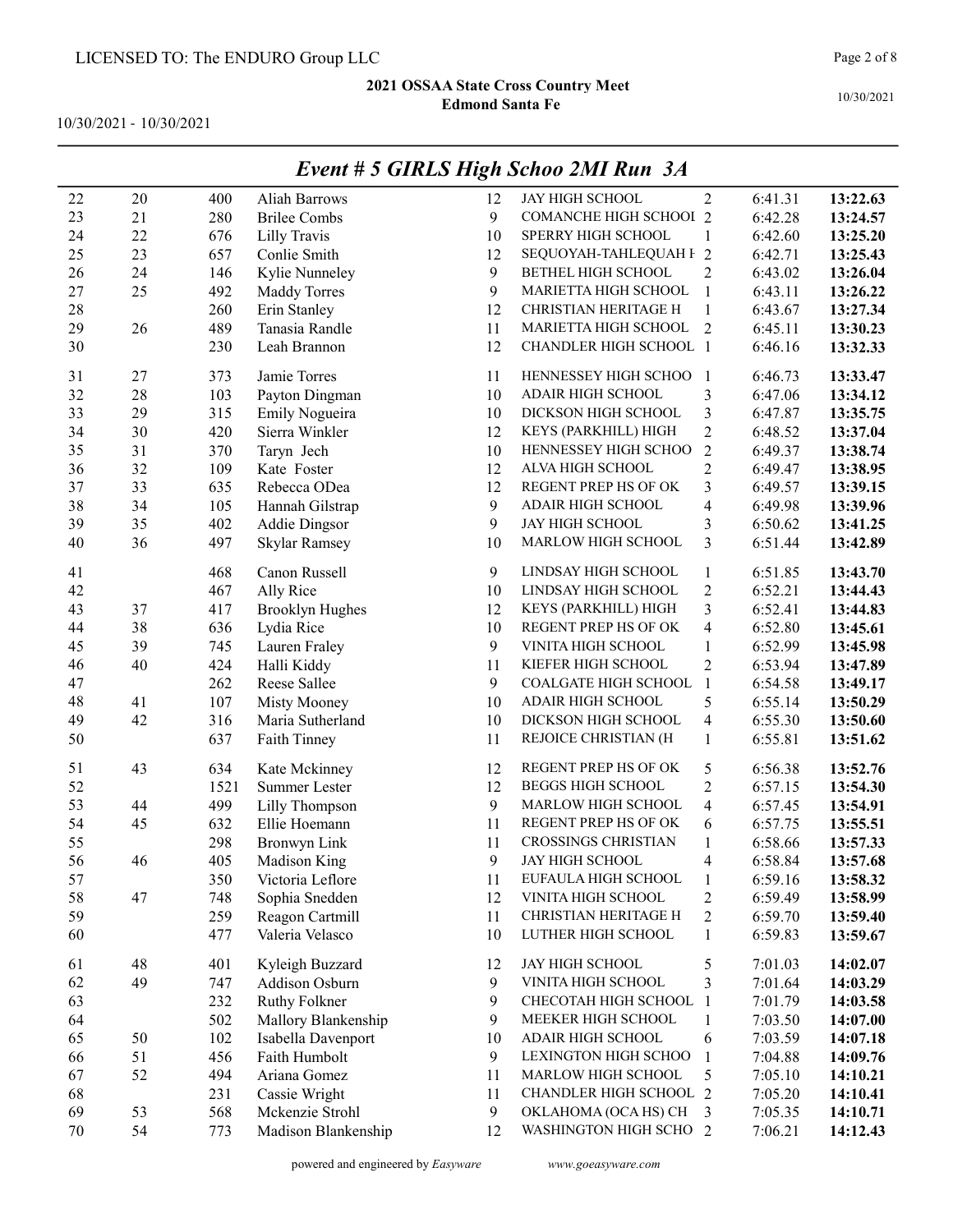LICENSED TO: The ENDURO Group LLC

**2021 OSSAA State Cross Country Meet**
**Edmond Santa Fe**

10/30/2021 - 10/30/2021

## *Event # 5 GIRLS High Schoo 2MI Run 3A*

| | | | | | | | | |
|---|---|---|---|---|---|---|---|---|
| 22 | 20 | 400 | Aliah Barrows | 12 | JAY HIGH SCHOOL | 2 | 6:41.31 | **13:22.63** |
| 23 | 21 | 280 | Brilee Combs | 9 | COMANCHE HIGH SCHOOI | 2 | 6:42.28 | **13:24.57** |
| 24 | 22 | 676 | Lilly Travis | 10 | SPERRY HIGH SCHOOL | 1 | 6:42.60 | **13:25.20** |
| 25 | 23 | 657 | Conlie Smith | 12 | SEQUOYAH-TAHLEQUAH H | 2 | 6:42.71 | **13:25.43** |
| 26 | 24 | 146 | Kylie Nunneley | 9 | BETHEL HIGH SCHOOL | 2 | 6:43.02 | **13:26.04** |
| 27 | 25 | 492 | Maddy Torres | 9 | MARIETTA HIGH SCHOOL | 1 | 6:43.11 | **13:26.22** |
| 28 | | 260 | Erin Stanley | 12 | CHRISTIAN HERITAGE H | 1 | 6:43.67 | **13:27.34** |
| 29 | 26 | 489 | Tanasia Randle | 11 | MARIETTA HIGH SCHOOL | 2 | 6:45.11 | **13:30.23** |
| 30 | | 230 | Leah Brannon | 12 | CHANDLER HIGH SCHOOL | 1 | 6:46.16 | **13:32.33** |
| 31 | 27 | 373 | Jamie Torres | 11 | HENNESSEY HIGH SCHOO | 1 | 6:46.73 | **13:33.47** |
| 32 | 28 | 103 | Payton Dingman | 10 | ADAIR HIGH SCHOOL | 3 | 6:47.06 | **13:34.12** |
| 33 | 29 | 315 | Emily Nogueira | 10 | DICKSON HIGH SCHOOL | 3 | 6:47.87 | **13:35.75** |
| 34 | 30 | 420 | Sierra Winkler | 12 | KEYS (PARKHILL) HIGH | 2 | 6:48.52 | **13:37.04** |
| 35 | 31 | 370 | Taryn Jech | 10 | HENNESSEY HIGH SCHOO | 2 | 6:49.37 | **13:38.74** |
| 36 | 32 | 109 | Kate Foster | 12 | ALVA HIGH SCHOOL | 2 | 6:49.47 | **13:38.95** |
| 37 | 33 | 635 | Rebecca ODea | 12 | REGENT PREP HS OF OK | 3 | 6:49.57 | **13:39.15** |
| 38 | 34 | 105 | Hannah Gilstrap | 9 | ADAIR HIGH SCHOOL | 4 | 6:49.98 | **13:39.96** |
| 39 | 35 | 402 | Addie Dingsor | 9 | JAY HIGH SCHOOL | 3 | 6:50.62 | **13:41.25** |
| 40 | 36 | 497 | Skylar Ramsey | 10 | MARLOW HIGH SCHOOL | 3 | 6:51.44 | **13:42.89** |
| 41 | | 468 | Canon Russell | 9 | LINDSAY HIGH SCHOOL | 1 | 6:51.85 | **13:43.70** |
| 42 | | 467 | Ally Rice | 10 | LINDSAY HIGH SCHOOL | 2 | 6:52.21 | **13:44.43** |
| 43 | 37 | 417 | Brooklyn Hughes | 12 | KEYS (PARKHILL) HIGH | 3 | 6:52.41 | **13:44.83** |
| 44 | 38 | 636 | Lydia Rice | 10 | REGENT PREP HS OF OK | 4 | 6:52.80 | **13:45.61** |
| 45 | 39 | 745 | Lauren Fraley | 9 | VINITA HIGH SCHOOL | 1 | 6:52.99 | **13:45.98** |
| 46 | 40 | 424 | Halli Kiddy | 11 | KIEFER HIGH SCHOOL | 2 | 6:53.94 | **13:47.89** |
| 47 | | 262 | Reese Sallee | 9 | COALGATE HIGH SCHOOL | 1 | 6:54.58 | **13:49.17** |
| 48 | 41 | 107 | Misty Mooney | 10 | ADAIR HIGH SCHOOL | 5 | 6:55.14 | **13:50.29** |
| 49 | 42 | 316 | Maria Sutherland | 10 | DICKSON HIGH SCHOOL | 4 | 6:55.30 | **13:50.60** |
| 50 | | 637 | Faith Tinney | 11 | REJOICE CHRISTIAN (H | 1 | 6:55.81 | **13:51.62** |
| 51 | 43 | 634 | Kate Mckinney | 12 | REGENT PREP HS OF OK | 5 | 6:56.38 | **13:52.76** |
| 52 | | 1521 | Summer Lester | 12 | BEGGS HIGH SCHOOL | 2 | 6:57.15 | **13:54.30** |
| 53 | 44 | 499 | Lilly Thompson | 9 | MARLOW HIGH SCHOOL | 4 | 6:57.45 | **13:54.91** |
| 54 | 45 | 632 | Ellie Hoemann | 11 | REGENT PREP HS OF OK | 6 | 6:57.75 | **13:55.51** |
| 55 | | 298 | Bronwyn Link | 11 | CROSSINGS CHRISTIAN | 1 | 6:58.66 | **13:57.33** |
| 56 | 46 | 405 | Madison King | 9 | JAY HIGH SCHOOL | 4 | 6:58.84 | **13:57.68** |
| 57 | | 350 | Victoria Leflore | 11 | EUFAULA HIGH SCHOOL | 1 | 6:59.16 | **13:58.32** |
| 58 | 47 | 748 | Sophia Snedden | 12 | VINITA HIGH SCHOOL | 2 | 6:59.49 | **13:58.99** |
| 59 | | 259 | Reagon Cartmill | 11 | CHRISTIAN HERITAGE H | 2 | 6:59.70 | **13:59.40** |
| 60 | | 477 | Valeria Velasco | 10 | LUTHER HIGH SCHOOL | 1 | 6:59.83 | **13:59.67** |
| 61 | 48 | 401 | Kyleigh Buzzard | 12 | JAY HIGH SCHOOL | 5 | 7:01.03 | **14:02.07** |
| 62 | 49 | 747 | Addison Osburn | 9 | VINITA HIGH SCHOOL | 3 | 7:01.64 | **14:03.29** |
| 63 | | 232 | Ruthy Folkner | 9 | CHECOTAH HIGH SCHOOL | 1 | 7:01.79 | **14:03.58** |
| 64 | | 502 | Mallory Blankenship | 9 | MEEKER HIGH SCHOOL | 1 | 7:03.50 | **14:07.00** |
| 65 | 50 | 102 | Isabella Davenport | 10 | ADAIR HIGH SCHOOL | 6 | 7:03.59 | **14:07.18** |
| 66 | 51 | 456 | Faith Humbolt | 9 | LEXINGTON HIGH SCHOO | 1 | 7:04.88 | **14:09.76** |
| 67 | 52 | 494 | Ariana Gomez | 11 | MARLOW HIGH SCHOOL | 5 | 7:05.10 | **14:10.21** |
| 68 | | 231 | Cassie Wright | 11 | CHANDLER HIGH SCHOOL | 2 | 7:05.20 | **14:10.41** |
| 69 | 53 | 568 | Mckenzie Strohl | 9 | OKLAHOMA (OCA HS) CH | 3 | 7:05.35 | **14:10.71** |
| 70 | 54 | 773 | Madison Blankenship | 12 | WASHINGTON HIGH SCHO | 2 | 7:06.21 | **14:12.43** |

powered and engineered by *Easyware* www.goeasyware.com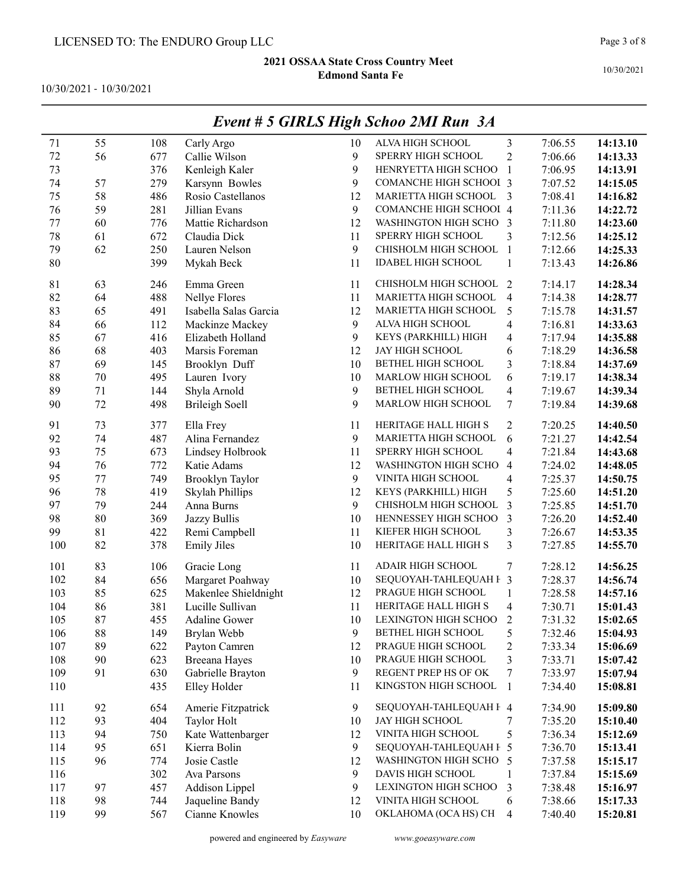LICENSED TO: The ENDURO Group LLC

**2021 OSSAA State Cross Country Meet**
**Edmond Santa Fe**

10/30/2021 - 10/30/2021

## *Event # 5 GIRLS High Schoo 2MI Run 3A*

| | | | | | | | | |
|---|---|---|---|---|---|---|---|---|
| 71 | 55 | 108 | Carly Argo | 10 | ALVA HIGH SCHOOL | 3 | 7:06.55 | **14:13.10** |
| 72 | 56 | 677 | Callie Wilson | 9 | SPERRY HIGH SCHOOL | 2 | 7:06.66 | **14:13.33** |
| 73 | | 376 | Kenleigh Kaler | 9 | HENRYETTA HIGH SCHOO | 1 | 7:06.95 | **14:13.91** |
| 74 | 57 | 279 | Karsynn Bowles | 9 | COMANCHE HIGH SCHOOL | 3 | 7:07.52 | **14:15.05** |
| 75 | 58 | 486 | Rosio Castellanos | 12 | MARIETTA HIGH SCHOOL | 3 | 7:08.41 | **14:16.82** |
| 76 | 59 | 281 | Jillian Evans | 9 | COMANCHE HIGH SCHOOL | 4 | 7:11.36 | **14:22.72** |
| 77 | 60 | 776 | Mattie Richardson | 12 | WASHINGTON HIGH SCHO | 3 | 7:11.80 | **14:23.60** |
| 78 | 61 | 672 | Claudia Dick | 11 | SPERRY HIGH SCHOOL | 3 | 7:12.56 | **14:25.12** |
| 79 | 62 | 250 | Lauren Nelson | 9 | CHISHOLM HIGH SCHOOL | 1 | 7:12.66 | **14:25.33** |
| 80 | | 399 | Mykah Beck | 11 | IDABEL HIGH SCHOOL | 1 | 7:13.43 | **14:26.86** |
| 81 | 63 | 246 | Emma Green | 11 | CHISHOLM HIGH SCHOOL | 2 | 7:14.17 | **14:28.34** |
| 82 | 64 | 488 | Nellye Flores | 11 | MARIETTA HIGH SCHOOL | 4 | 7:14.38 | **14:28.77** |
| 83 | 65 | 491 | Isabella Salas Garcia | 12 | MARIETTA HIGH SCHOOL | 5 | 7:15.78 | **14:31.57** |
| 84 | 66 | 112 | Mackinze Mackey | 9 | ALVA HIGH SCHOOL | 4 | 7:16.81 | **14:33.63** |
| 85 | 67 | 416 | Elizabeth Holland | 9 | KEYS (PARKHILL) HIGH | 4 | 7:17.94 | **14:35.88** |
| 86 | 68 | 403 | Marsis Foreman | 12 | JAY HIGH SCHOOL | 6 | 7:18.29 | **14:36.58** |
| 87 | 69 | 145 | Brooklyn Duff | 10 | BETHEL HIGH SCHOOL | 3 | 7:18.84 | **14:37.69** |
| 88 | 70 | 495 | Lauren Ivory | 10 | MARLOW HIGH SCHOOL | 6 | 7:19.17 | **14:38.34** |
| 89 | 71 | 144 | Shyla Arnold | 9 | BETHEL HIGH SCHOOL | 4 | 7:19.67 | **14:39.34** |
| 90 | 72 | 498 | Brileigh Soell | 9 | MARLOW HIGH SCHOOL | 7 | 7:19.84 | **14:39.68** |
| 91 | 73 | 377 | Ella Frey | 11 | HERITAGE HALL HIGH S | 2 | 7:20.25 | **14:40.50** |
| 92 | 74 | 487 | Alina Fernandez | 9 | MARIETTA HIGH SCHOOL | 6 | 7:21.27 | **14:42.54** |
| 93 | 75 | 673 | Lindsey Holbrook | 11 | SPERRY HIGH SCHOOL | 4 | 7:21.84 | **14:43.68** |
| 94 | 76 | 772 | Katie Adams | 12 | WASHINGTON HIGH SCHO | 4 | 7:24.02 | **14:48.05** |
| 95 | 77 | 749 | Brooklyn Taylor | 9 | VINITA HIGH SCHOOL | 4 | 7:25.37 | **14:50.75** |
| 96 | 78 | 419 | Skylah Phillips | 12 | KEYS (PARKHILL) HIGH | 5 | 7:25.60 | **14:51.20** |
| 97 | 79 | 244 | Anna Burns | 9 | CHISHOLM HIGH SCHOOL | 3 | 7:25.85 | **14:51.70** |
| 98 | 80 | 369 | Jazzy Bullis | 10 | HENNESSEY HIGH SCHOO | 3 | 7:26.20 | **14:52.40** |
| 99 | 81 | 422 | Remi Campbell | 11 | KIEFER HIGH SCHOOL | 3 | 7:26.67 | **14:53.35** |
| 100 | 82 | 378 | Emily Jiles | 10 | HERITAGE HALL HIGH S | 3 | 7:27.85 | **14:55.70** |
| 101 | 83 | 106 | Gracie Long | 11 | ADAIR HIGH SCHOOL | 7 | 7:28.12 | **14:56.25** |
| 102 | 84 | 656 | Margaret Poahway | 10 | SEQUOYAH-TAHLEQUAH H | 3 | 7:28.37 | **14:56.74** |
| 103 | 85 | 625 | Makenlee Shieldnight | 12 | PRAGUE HIGH SCHOOL | 1 | 7:28.58 | **14:57.16** |
| 104 | 86 | 381 | Lucille Sullivan | 11 | HERITAGE HALL HIGH S | 4 | 7:30.71 | **15:01.43** |
| 105 | 87 | 455 | Adaline Gower | 10 | LEXINGTON HIGH SCHOO | 2 | 7:31.32 | **15:02.65** |
| 106 | 88 | 149 | Brylan Webb | 9 | BETHEL HIGH SCHOOL | 5 | 7:32.46 | **15:04.93** |
| 107 | 89 | 622 | Payton Camren | 12 | PRAGUE HIGH SCHOOL | 2 | 7:33.34 | **15:06.69** |
| 108 | 90 | 623 | Breeana Hayes | 10 | PRAGUE HIGH SCHOOL | 3 | 7:33.71 | **15:07.42** |
| 109 | 91 | 630 | Gabrielle Brayton | 9 | REGENT PREP HS OF OK | 7 | 7:33.97 | **15:07.94** |
| 110 | | 435 | Elley Holder | 11 | KINGSTON HIGH SCHOOL | 1 | 7:34.40 | **15:08.81** |
| 111 | 92 | 654 | Amerie Fitzpatrick | 9 | SEQUOYAH-TAHLEQUAH H | 4 | 7:34.90 | **15:09.80** |
| 112 | 93 | 404 | Taylor Holt | 10 | JAY HIGH SCHOOL | 7 | 7:35.20 | **15:10.40** |
| 113 | 94 | 750 | Kate Wattenbarger | 12 | VINITA HIGH SCHOOL | 5 | 7:36.34 | **15:12.69** |
| 114 | 95 | 651 | Kierra Bolin | 9 | SEQUOYAH-TAHLEQUAH H | 5 | 7:36.70 | **15:13.41** |
| 115 | 96 | 774 | Josie Castle | 12 | WASHINGTON HIGH SCHO | 5 | 7:37.58 | **15:15.17** |
| 116 | | 302 | Ava Parsons | 9 | DAVIS HIGH SCHOOL | 1 | 7:37.84 | **15:15.69** |
| 117 | 97 | 457 | Addison Lippel | 9 | LEXINGTON HIGH SCHOO | 3 | 7:38.48 | **15:16.97** |
| 118 | 98 | 744 | Jaqueline Bandy | 12 | VINITA HIGH SCHOOL | 6 | 7:38.66 | **15:17.33** |
| 119 | 99 | 567 | Cianne Knowles | 10 | OKLAHOMA (OCA HS) CH | 4 | 7:40.40 | **15:20.81** |

powered and engineered by *Easyware* www.goeasyware.com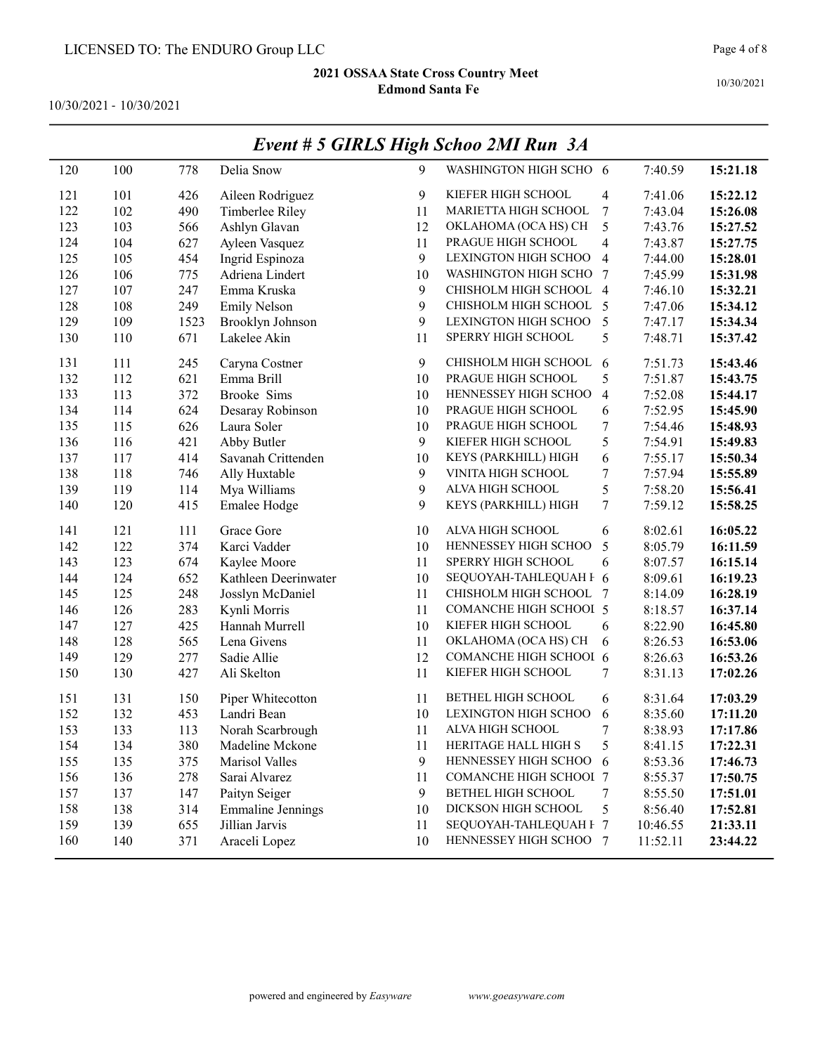LICENSED TO: The ENDURO Group LLC

**2021 OSSAA State Cross Country Meet**
**Edmond Santa Fe**

10/30/2021 - 10/30/2021

## *Event # 5 GIRLS High Schoo 2MI Run 3A*

| | | | | | | | | |
|---|---|---|---|---|---|---|---|---|
| 120 | 100 | 778 | Delia Snow | 9 | WASHINGTON HIGH SCHO | 6 | 7:40.59 | **15:21.18** |
| 121 | 101 | 426 | Aileen Rodriguez | 9 | KIEFER HIGH SCHOOL | 4 | 7:41.06 | **15:22.12** |
| 122 | 102 | 490 | Timberlee Riley | 11 | MARIETTA HIGH SCHOOL | 7 | 7:43.04 | **15:26.08** |
| 123 | 103 | 566 | Ashlyn Glavan | 12 | OKLAHOMA (OCA HS) CH | 5 | 7:43.76 | **15:27.52** |
| 124 | 104 | 627 | Ayleen Vasquez | 11 | PRAGUE HIGH SCHOOL | 4 | 7:43.87 | **15:27.75** |
| 125 | 105 | 454 | Ingrid Espinoza | 9 | LEXINGTON HIGH SCHOO | 4 | 7:44.00 | **15:28.01** |
| 126 | 106 | 775 | Adriena Lindert | 10 | WASHINGTON HIGH SCHO | 7 | 7:45.99 | **15:31.98** |
| 127 | 107 | 247 | Emma Kruska | 9 | CHISHOLM HIGH SCHOOL | 4 | 7:46.10 | **15:32.21** |
| 128 | 108 | 249 | Emily Nelson | 9 | CHISHOLM HIGH SCHOOL | 5 | 7:47.06 | **15:34.12** |
| 129 | 109 | 1523 | Brooklyn Johnson | 9 | LEXINGTON HIGH SCHOO | 5 | 7:47.17 | **15:34.34** |
| 130 | 110 | 671 | Lakelee Akin | 11 | SPERRY HIGH SCHOOL | 5 | 7:48.71 | **15:37.42** |
| 131 | 111 | 245 | Caryna Costner | 9 | CHISHOLM HIGH SCHOOL | 6 | 7:51.73 | **15:43.46** |
| 132 | 112 | 621 | Emma Brill | 10 | PRAGUE HIGH SCHOOL | 5 | 7:51.87 | **15:43.75** |
| 133 | 113 | 372 | Brooke Sims | 10 | HENNESSEY HIGH SCHOO | 4 | 7:52.08 | **15:44.17** |
| 134 | 114 | 624 | Desaray Robinson | 10 | PRAGUE HIGH SCHOOL | 6 | 7:52.95 | **15:45.90** |
| 135 | 115 | 626 | Laura Soler | 10 | PRAGUE HIGH SCHOOL | 7 | 7:54.46 | **15:48.93** |
| 136 | 116 | 421 | Abby Butler | 9 | KIEFER HIGH SCHOOL | 5 | 7:54.91 | **15:49.83** |
| 137 | 117 | 414 | Savanah Crittenden | 10 | KEYS (PARKHILL) HIGH | 6 | 7:55.17 | **15:50.34** |
| 138 | 118 | 746 | Ally Huxtable | 9 | VINITA HIGH SCHOOL | 7 | 7:57.94 | **15:55.89** |
| 139 | 119 | 114 | Mya Williams | 9 | ALVA HIGH SCHOOL | 5 | 7:58.20 | **15:56.41** |
| 140 | 120 | 415 | Emalee Hodge | 9 | KEYS (PARKHILL) HIGH | 7 | 7:59.12 | **15:58.25** |
| 141 | 121 | 111 | Grace Gore | 10 | ALVA HIGH SCHOOL | 6 | 8:02.61 | **16:05.22** |
| 142 | 122 | 374 | Karci Vadder | 10 | HENNESSEY HIGH SCHOO | 5 | 8:05.79 | **16:11.59** |
| 143 | 123 | 674 | Kaylee Moore | 11 | SPERRY HIGH SCHOOL | 6 | 8:07.57 | **16:15.14** |
| 144 | 124 | 652 | Kathleen Deerinwater | 10 | SEQUOYAH-TAHLEQUAH H | 6 | 8:09.61 | **16:19.23** |
| 145 | 125 | 248 | Josslyn McDaniel | 11 | CHISHOLM HIGH SCHOOL | 7 | 8:14.09 | **16:28.19** |
| 146 | 126 | 283 | Kynli Morris | 11 | COMANCHE HIGH SCHOOL | 5 | 8:18.57 | **16:37.14** |
| 147 | 127 | 425 | Hannah Murrell | 10 | KIEFER HIGH SCHOOL | 6 | 8:22.90 | **16:45.80** |
| 148 | 128 | 565 | Lena Givens | 11 | OKLAHOMA (OCA HS) CH | 6 | 8:26.53 | **16:53.06** |
| 149 | 129 | 277 | Sadie Allie | 12 | COMANCHE HIGH SCHOOL | 6 | 8:26.63 | **16:53.26** |
| 150 | 130 | 427 | Ali Skelton | 11 | KIEFER HIGH SCHOOL | 7 | 8:31.13 | **17:02.26** |
| 151 | 131 | 150 | Piper Whitecotton | 11 | BETHEL HIGH SCHOOL | 6 | 8:31.64 | **17:03.29** |
| 152 | 132 | 453 | Landri Bean | 10 | LEXINGTON HIGH SCHOO | 6 | 8:35.60 | **17:11.20** |
| 153 | 133 | 113 | Norah Scarbrough | 11 | ALVA HIGH SCHOOL | 7 | 8:38.93 | **17:17.86** |
| 154 | 134 | 380 | Madeline Mckone | 11 | HERITAGE HALL HIGH S | 5 | 8:41.15 | **17:22.31** |
| 155 | 135 | 375 | Marisol Valles | 9 | HENNESSEY HIGH SCHOO | 6 | 8:53.36 | **17:46.73** |
| 156 | 136 | 278 | Sarai Alvarez | 11 | COMANCHE HIGH SCHOOL | 7 | 8:55.37 | **17:50.75** |
| 157 | 137 | 147 | Paityn Seiger | 9 | BETHEL HIGH SCHOOL | 7 | 8:55.50 | **17:51.01** |
| 158 | 138 | 314 | Emmaline Jennings | 10 | DICKSON HIGH SCHOOL | 5 | 8:56.40 | **17:52.81** |
| 159 | 139 | 655 | Jillian Jarvis | 11 | SEQUOYAH-TAHLEQUAH H | 7 | 10:46.55 | **21:33.11** |
| 160 | 140 | 371 | Araceli Lopez | 10 | HENNESSEY HIGH SCHOO | 7 | 11:52.11 | **23:44.22** |

powered and engineered by *Easyware* *www.goeasyware.com*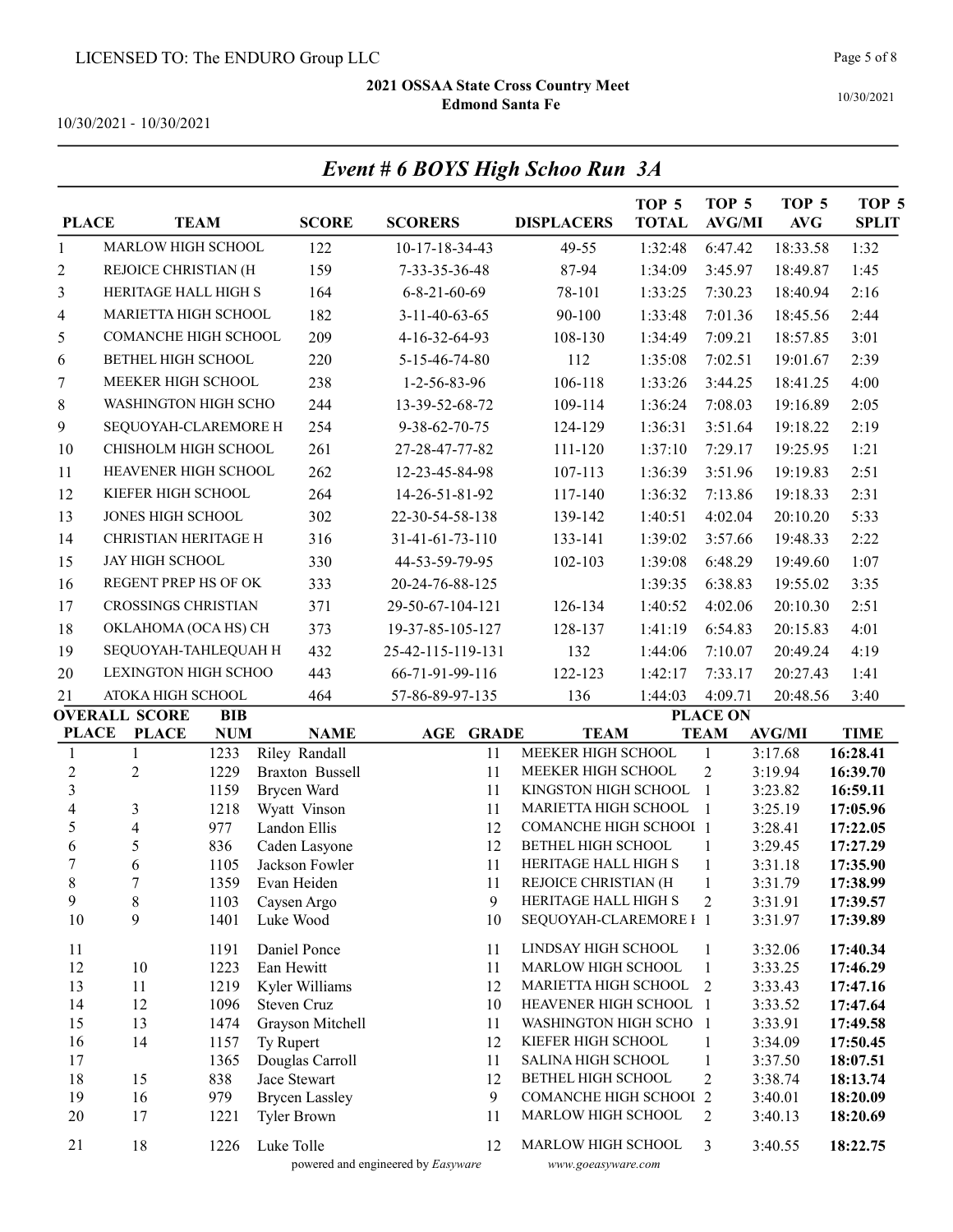LICENSED TO: The ENDURO Group LLC

**2021 OSSAA State Cross Country Meet**
**Edmond Santa Fe**

10/30/2021 - 10/30/2021

## *Event # 6 BOYS High Schoo Run 3A*

| PLACE | TEAM | SCORE | SCORERS | DISPLACERS | TOP 5 TOTAL | TOP 5 AVG/MI | TOP 5 AVG | TOP 5 SPLIT |
|---|---|---|---|---|---|---|---|---|
| 1 | MARLOW HIGH SCHOOL | 122 | 10-17-18-34-43 | 49-55 | 1:32:48 | 6:47.42 | 18:33.58 | 1:32 |
| 2 | REJOICE CHRISTIAN (H | 159 | 7-33-35-36-48 | 87-94 | 1:34:09 | 3:45.97 | 18:49.87 | 1:45 |
| 3 | HERITAGE HALL HIGH S | 164 | 6-8-21-60-69 | 78-101 | 1:33:25 | 7:30.23 | 18:40.94 | 2:16 |
| 4 | MARIETTA HIGH SCHOOL | 182 | 3-11-40-63-65 | 90-100 | 1:33:48 | 7:01.36 | 18:45.56 | 2:44 |
| 5 | COMANCHE HIGH SCHOOL | 209 | 4-16-32-64-93 | 108-130 | 1:34:49 | 7:09.21 | 18:57.85 | 3:01 |
| 6 | BETHEL HIGH SCHOOL | 220 | 5-15-46-74-80 | 112 | 1:35:08 | 7:02.51 | 19:01.67 | 2:39 |
| 7 | MEEKER HIGH SCHOOL | 238 | 1-2-56-83-96 | 106-118 | 1:33:26 | 3:44.25 | 18:41.25 | 4:00 |
| 8 | WASHINGTON HIGH SCHO | 244 | 13-39-52-68-72 | 109-114 | 1:36:24 | 7:08.03 | 19:16.89 | 2:05 |
| 9 | SEQUOYAH-CLAREMORE H | 254 | 9-38-62-70-75 | 124-129 | 1:36:31 | 3:51.64 | 19:18.22 | 2:19 |
| 10 | CHISHOLM HIGH SCHOOL | 261 | 27-28-47-77-82 | 111-120 | 1:37:10 | 7:29.17 | 19:25.95 | 1:21 |
| 11 | HEAVENER HIGH SCHOOL | 262 | 12-23-45-84-98 | 107-113 | 1:36:39 | 3:51.96 | 19:19.83 | 2:51 |
| 12 | KIEFER HIGH SCHOOL | 264 | 14-26-51-81-92 | 117-140 | 1:36:32 | 7:13.86 | 19:18.33 | 2:31 |
| 13 | JONES HIGH SCHOOL | 302 | 22-30-54-58-138 | 139-142 | 1:40:51 | 4:02.04 | 20:10.20 | 5:33 |
| 14 | CHRISTIAN HERITAGE H | 316 | 31-41-61-73-110 | 133-141 | 1:39:02 | 3:57.66 | 19:48.33 | 2:22 |
| 15 | JAY HIGH SCHOOL | 330 | 44-53-59-79-95 | 102-103 | 1:39:08 | 6:48.29 | 19:49.60 | 1:07 |
| 16 | REGENT PREP HS OF OK | 333 | 20-24-76-88-125 | | 1:39:35 | 6:38.83 | 19:55.02 | 3:35 |
| 17 | CROSSINGS CHRISTIAN | 371 | 29-50-67-104-121 | 126-134 | 1:40:52 | 4:02.06 | 20:10.30 | 2:51 |
| 18 | OKLAHOMA (OCA HS) CH | 373 | 19-37-85-105-127 | 128-137 | 1:41:19 | 6:54.83 | 20:15.83 | 4:01 |
| 19 | SEQUOYAH-TAHLEQUAH H | 432 | 25-42-115-119-131 | 132 | 1:44:06 | 7:10.07 | 20:49.24 | 4:19 |
| 20 | LEXINGTON HIGH SCHOO | 443 | 66-71-91-99-116 | 122-123 | 1:42:17 | 7:33.17 | 20:27.43 | 1:41 |
| 21 | ATOKA HIGH SCHOOL | 464 | 57-86-89-97-135 | 136 | 1:44:03 | 4:09.71 | 20:48.56 | 3:40 |

| OVERALL PLACE | SCORE PLACE | BIB NUM | NAME | AGE | GRADE | TEAM | PLACE ON TEAM | AVG/MI | TIME |
|---|---|---|---|---|---|---|---|---|---|
| 1 | 1 | 1233 | Riley Randall | | 11 | MEEKER HIGH SCHOOL | 1 | 3:17.68 | **16:28.41** |
| 2 | 2 | 1229 | Braxton Bussell | | 11 | MEEKER HIGH SCHOOL | 2 | 3:19.94 | **16:39.70** |
| 3 | | 1159 | Brycen Ward | | 11 | KINGSTON HIGH SCHOOL | 1 | 3:23.82 | **16:59.11** |
| 4 | 3 | 1218 | Wyatt Vinson | | 11 | MARIETTA HIGH SCHOOL | 1 | 3:25.19 | **17:05.96** |
| 5 | 4 | 977 | Landon Ellis | | 12 | COMANCHE HIGH SCHOOI | 1 | 3:28.41 | **17:22.05** |
| 6 | 5 | 836 | Caden Lasyone | | 12 | BETHEL HIGH SCHOOL | 1 | 3:29.45 | **17:27.29** |
| 7 | 6 | 1105 | Jackson Fowler | | 11 | HERITAGE HALL HIGH S | 1 | 3:31.18 | **17:35.90** |
| 8 | 7 | 1359 | Evan Heiden | | 11 | REJOICE CHRISTIAN (H | 1 | 3:31.79 | **17:38.99** |
| 9 | 8 | 1103 | Caysen Argo | | 9 | HERITAGE HALL HIGH S | 2 | 3:31.91 | **17:39.57** |
| 10 | 9 | 1401 | Luke Wood | | 10 | SEQUOYAH-CLAREMORE I | 1 | 3:31.97 | **17:39.89** |
| 11 | | 1191 | Daniel Ponce | | 11 | LINDSAY HIGH SCHOOL | 1 | 3:32.06 | **17:40.34** |
| 12 | 10 | 1223 | Ean Hewitt | | 11 | MARLOW HIGH SCHOOL | 1 | 3:33.25 | **17:46.29** |
| 13 | 11 | 1219 | Kyler Williams | | 12 | MARIETTA HIGH SCHOOL | 2 | 3:33.43 | **17:47.16** |
| 14 | 12 | 1096 | Steven Cruz | | 10 | HEAVENER HIGH SCHOOL | 1 | 3:33.52 | **17:47.64** |
| 15 | 13 | 1474 | Grayson Mitchell | | 11 | WASHINGTON HIGH SCHO | 1 | 3:33.91 | **17:49.58** |
| 16 | 14 | 1157 | Ty Rupert | | 12 | KIEFER HIGH SCHOOL | 1 | 3:34.09 | **17:50.45** |
| 17 | | 1365 | Douglas Carroll | | 11 | SALINA HIGH SCHOOL | 1 | 3:37.50 | **18:07.51** |
| 18 | 15 | 838 | Jace Stewart | | 12 | BETHEL HIGH SCHOOL | 2 | 3:38.74 | **18:13.74** |
| 19 | 16 | 979 | Brycen Lassley | | 9 | COMANCHE HIGH SCHOOI | 2 | 3:40.01 | **18:20.09** |
| 20 | 17 | 1221 | Tyler Brown | | 11 | MARLOW HIGH SCHOOL | 2 | 3:40.13 | **18:20.69** |
| 21 | 18 | 1226 | Luke Tolle | | 12 | MARLOW HIGH SCHOOL | 3 | 3:40.55 | **18:22.75** |

powered and engineered by *Easyware* *www.goeasyware.com*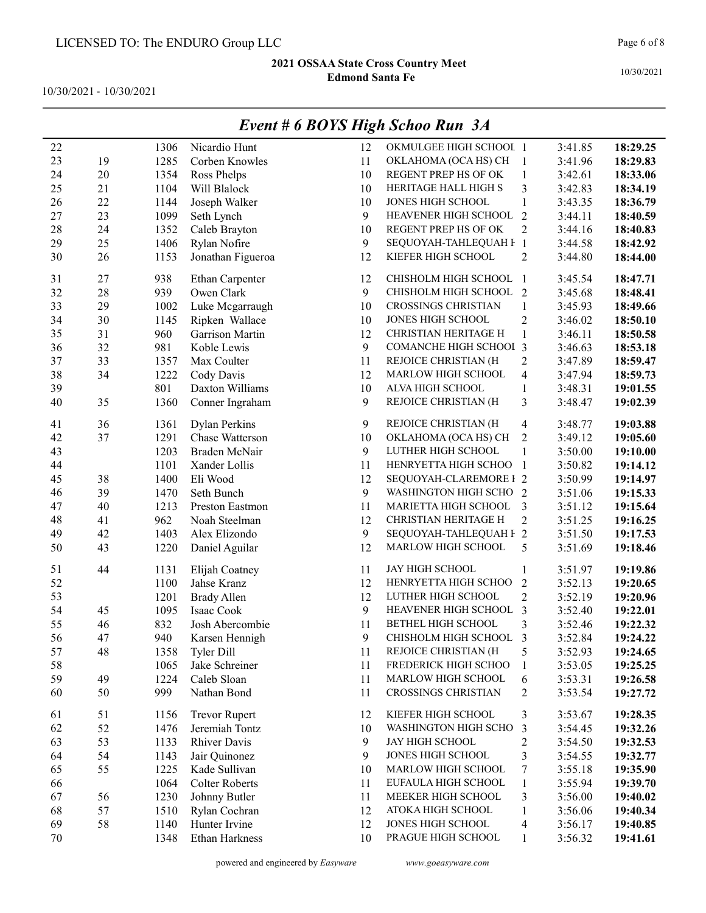LICENSED TO: The ENDURO Group LLC

**2021 OSSAA State Cross Country Meet**
**Edmond Santa Fe**

10/30/2021 - 10/30/2021

## *Event # 6 BOYS High Schoo Run 3A*

| | | | | | | | | |
|---|---|---|---|---|---|---|---|---|
| 22 | | 1306 | Nicardio Hunt | 12 | OKMULGEE HIGH SCHOOL | 1 | 3:41.85 | **18:29.25** |
| 23 | 19 | 1285 | Corben Knowles | 11 | OKLAHOMA (OCA HS) CH | 1 | 3:41.96 | **18:29.83** |
| 24 | 20 | 1354 | Ross Phelps | 10 | REGENT PREP HS OF OK | 1 | 3:42.61 | **18:33.06** |
| 25 | 21 | 1104 | Will Blalock | 10 | HERITAGE HALL HIGH S | 3 | 3:42.83 | **18:34.19** |
| 26 | 22 | 1144 | Joseph Walker | 10 | JONES HIGH SCHOOL | 1 | 3:43.35 | **18:36.79** |
| 27 | 23 | 1099 | Seth Lynch | 9 | HEAVENER HIGH SCHOOL | 2 | 3:44.11 | **18:40.59** |
| 28 | 24 | 1352 | Caleb Brayton | 10 | REGENT PREP HS OF OK | 2 | 3:44.16 | **18:40.83** |
| 29 | 25 | 1406 | Rylan Nofire | 9 | SEQUOYAH-TAHLEQUAH H | 1 | 3:44.58 | **18:42.92** |
| 30 | 26 | 1153 | Jonathan Figueroa | 12 | KIEFER HIGH SCHOOL | 2 | 3:44.80 | **18:44.00** |
| 31 | 27 | 938 | Ethan Carpenter | 12 | CHISHOLM HIGH SCHOOL | 1 | 3:45.54 | **18:47.71** |
| 32 | 28 | 939 | Owen Clark | 9 | CHISHOLM HIGH SCHOOL | 2 | 3:45.68 | **18:48.41** |
| 33 | 29 | 1002 | Luke Mcgarraugh | 10 | CROSSINGS CHRISTIAN | 1 | 3:45.93 | **18:49.66** |
| 34 | 30 | 1145 | Ripken Wallace | 10 | JONES HIGH SCHOOL | 2 | 3:46.02 | **18:50.10** |
| 35 | 31 | 960 | Garrison Martin | 12 | CHRISTIAN HERITAGE H | 1 | 3:46.11 | **18:50.58** |
| 36 | 32 | 981 | Koble Lewis | 9 | COMANCHE HIGH SCHOOL | 3 | 3:46.63 | **18:53.18** |
| 37 | 33 | 1357 | Max Coulter | 11 | REJOICE CHRISTIAN (H | 2 | 3:47.89 | **18:59.47** |
| 38 | 34 | 1222 | Cody Davis | 12 | MARLOW HIGH SCHOOL | 4 | 3:47.94 | **18:59.73** |
| 39 | | 801 | Daxton Williams | 10 | ALVA HIGH SCHOOL | 1 | 3:48.31 | **19:01.55** |
| 40 | 35 | 1360 | Conner Ingraham | 9 | REJOICE CHRISTIAN (H | 3 | 3:48.47 | **19:02.39** |
| 41 | 36 | 1361 | Dylan Perkins | 9 | REJOICE CHRISTIAN (H | 4 | 3:48.77 | **19:03.88** |
| 42 | 37 | 1291 | Chase Watterson | 10 | OKLAHOMA (OCA HS) CH | 2 | 3:49.12 | **19:05.60** |
| 43 | | 1203 | Braden McNair | 9 | LUTHER HIGH SCHOOL | 1 | 3:50.00 | **19:10.00** |
| 44 | | 1101 | Xander Lollis | 11 | HENRYETTA HIGH SCHOO | 1 | 3:50.82 | **19:14.12** |
| 45 | 38 | 1400 | Eli Wood | 12 | SEQUOYAH-CLAREMORE H | 2 | 3:50.99 | **19:14.97** |
| 46 | 39 | 1470 | Seth Bunch | 9 | WASHINGTON HIGH SCHO | 2 | 3:51.06 | **19:15.33** |
| 47 | 40 | 1213 | Preston Eastmon | 11 | MARIETTA HIGH SCHOOL | 3 | 3:51.12 | **19:15.64** |
| 48 | 41 | 962 | Noah Steelman | 12 | CHRISTIAN HERITAGE H | 2 | 3:51.25 | **19:16.25** |
| 49 | 42 | 1403 | Alex Elizondo | 9 | SEQUOYAH-TAHLEQUAH H | 2 | 3:51.50 | **19:17.53** |
| 50 | 43 | 1220 | Daniel Aguilar | 12 | MARLOW HIGH SCHOOL | 5 | 3:51.69 | **19:18.46** |
| 51 | 44 | 1131 | Elijah Coatney | 11 | JAY HIGH SCHOOL | 1 | 3:51.97 | **19:19.86** |
| 52 | | 1100 | Jahse Kranz | 12 | HENRYETTA HIGH SCHOO | 2 | 3:52.13 | **19:20.65** |
| 53 | | 1201 | Brady Allen | 12 | LUTHER HIGH SCHOOL | 2 | 3:52.19 | **19:20.96** |
| 54 | 45 | 1095 | Isaac Cook | 9 | HEAVENER HIGH SCHOOL | 3 | 3:52.40 | **19:22.01** |
| 55 | 46 | 832 | Josh Abercombie | 11 | BETHEL HIGH SCHOOL | 3 | 3:52.46 | **19:22.32** |
| 56 | 47 | 940 | Karsen Hennigh | 9 | CHISHOLM HIGH SCHOOL | 3 | 3:52.84 | **19:24.22** |
| 57 | 48 | 1358 | Tyler Dill | 11 | REJOICE CHRISTIAN (H | 5 | 3:52.93 | **19:24.65** |
| 58 | | 1065 | Jake Schreiner | 11 | FREDERICK HIGH SCHOO | 1 | 3:53.05 | **19:25.25** |
| 59 | 49 | 1224 | Caleb Sloan | 11 | MARLOW HIGH SCHOOL | 6 | 3:53.31 | **19:26.58** |
| 60 | 50 | 999 | Nathan Bond | 11 | CROSSINGS CHRISTIAN | 2 | 3:53.54 | **19:27.72** |
| 61 | 51 | 1156 | Trevor Rupert | 12 | KIEFER HIGH SCHOOL | 3 | 3:53.67 | **19:28.35** |
| 62 | 52 | 1476 | Jeremiah Tontz | 10 | WASHINGTON HIGH SCHO | 3 | 3:54.45 | **19:32.26** |
| 63 | 53 | 1133 | Rhiver Davis | 9 | JAY HIGH SCHOOL | 2 | 3:54.50 | **19:32.53** |
| 64 | 54 | 1143 | Jair Quinonez | 9 | JONES HIGH SCHOOL | 3 | 3:54.55 | **19:32.77** |
| 65 | 55 | 1225 | Kade Sullivan | 10 | MARLOW HIGH SCHOOL | 7 | 3:55.18 | **19:35.90** |
| 66 | | 1064 | Colter Roberts | 11 | EUFAULA HIGH SCHOOL | 1 | 3:55.94 | **19:39.70** |
| 67 | 56 | 1230 | Johnny Butler | 11 | MEEKER HIGH SCHOOL | 3 | 3:56.00 | **19:40.02** |
| 68 | 57 | 1510 | Rylan Cochran | 12 | ATOKA HIGH SCHOOL | 1 | 3:56.06 | **19:40.34** |
| 69 | 58 | 1140 | Hunter Irvine | 12 | JONES HIGH SCHOOL | 4 | 3:56.17 | **19:40.85** |
| 70 | | 1348 | Ethan Harkness | 10 | PRAGUE HIGH SCHOOL | 1 | 3:56.32 | **19:41.61** |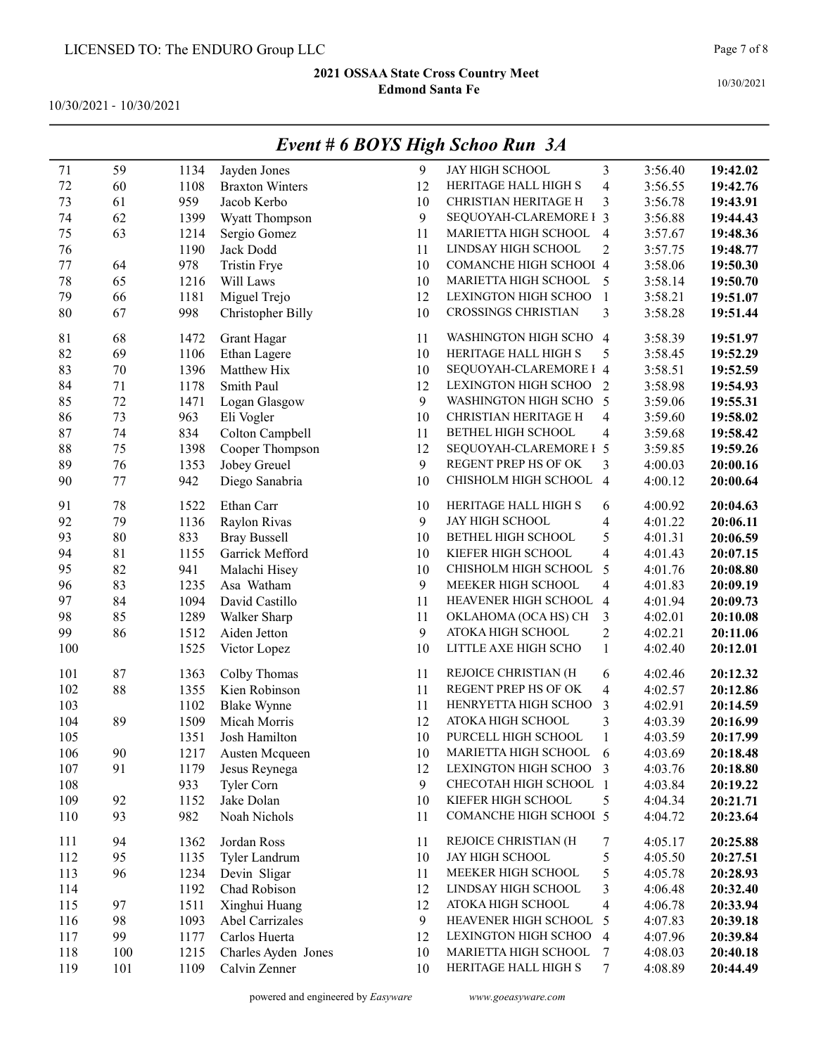LICENSED TO: The ENDURO Group LLC

**2021 OSSAA State Cross Country Meet**
**Edmond Santa Fe**

10/30/2021 - 10/30/2021

## *Event # 6 BOYS High Schoo Run 3A*

| | | | | | | | | |
|---|---|---|---|---|---|---|---|---|
| 71 | 59 | 1134 | Jayden Jones | 9 | JAY HIGH SCHOOL | 3 | 3:56.40 | **19:42.02** |
| 72 | 60 | 1108 | Braxton Winters | 12 | HERITAGE HALL HIGH S | 4 | 3:56.55 | **19:42.76** |
| 73 | 61 | 959 | Jacob Kerbo | 10 | CHRISTIAN HERITAGE H | 3 | 3:56.78 | **19:43.91** |
| 74 | 62 | 1399 | Wyatt Thompson | 9 | SEQUOYAH-CLAREMORE H | 3 | 3:56.88 | **19:44.43** |
| 75 | 63 | 1214 | Sergio Gomez | 11 | MARIETTA HIGH SCHOOL | 4 | 3:57.67 | **19:48.36** |
| 76 | | 1190 | Jack Dodd | 11 | LINDSAY HIGH SCHOOL | 2 | 3:57.75 | **19:48.77** |
| 77 | 64 | 978 | Tristin Frye | 10 | COMANCHE HIGH SCHOOL | 4 | 3:58.06 | **19:50.30** |
| 78 | 65 | 1216 | Will Laws | 10 | MARIETTA HIGH SCHOOL | 5 | 3:58.14 | **19:50.70** |
| 79 | 66 | 1181 | Miguel Trejo | 12 | LEXINGTON HIGH SCHOO | 1 | 3:58.21 | **19:51.07** |
| 80 | 67 | 998 | Christopher Billy | 10 | CROSSINGS CHRISTIAN | 3 | 3:58.28 | **19:51.44** |
| 81 | 68 | 1472 | Grant Hagar | 11 | WASHINGTON HIGH SCHO | 4 | 3:58.39 | **19:51.97** |
| 82 | 69 | 1106 | Ethan Lagere | 10 | HERITAGE HALL HIGH S | 5 | 3:58.45 | **19:52.29** |
| 83 | 70 | 1396 | Matthew Hix | 10 | SEQUOYAH-CLAREMORE H | 4 | 3:58.51 | **19:52.59** |
| 84 | 71 | 1178 | Smith Paul | 12 | LEXINGTON HIGH SCHOO | 2 | 3:58.98 | **19:54.93** |
| 85 | 72 | 1471 | Logan Glasgow | 9 | WASHINGTON HIGH SCHO | 5 | 3:59.06 | **19:55.31** |
| 86 | 73 | 963 | Eli Vogler | 10 | CHRISTIAN HERITAGE H | 4 | 3:59.60 | **19:58.02** |
| 87 | 74 | 834 | Colton Campbell | 11 | BETHEL HIGH SCHOOL | 4 | 3:59.68 | **19:58.42** |
| 88 | 75 | 1398 | Cooper Thompson | 12 | SEQUOYAH-CLAREMORE H | 5 | 3:59.85 | **19:59.26** |
| 89 | 76 | 1353 | Jobey Greuel | 9 | REGENT PREP HS OF OK | 3 | 4:00.03 | **20:00.16** |
| 90 | 77 | 942 | Diego Sanabria | 10 | CHISHOLM HIGH SCHOOL | 4 | 4:00.12 | **20:00.64** |
| 91 | 78 | 1522 | Ethan Carr | 10 | HERITAGE HALL HIGH S | 6 | 4:00.92 | **20:04.63** |
| 92 | 79 | 1136 | Raylon Rivas | 9 | JAY HIGH SCHOOL | 4 | 4:01.22 | **20:06.11** |
| 93 | 80 | 833 | Bray Bussell | 10 | BETHEL HIGH SCHOOL | 5 | 4:01.31 | **20:06.59** |
| 94 | 81 | 1155 | Garrick Mefford | 10 | KIEFER HIGH SCHOOL | 4 | 4:01.43 | **20:07.15** |
| 95 | 82 | 941 | Malachi Hisey | 10 | CHISHOLM HIGH SCHOOL | 5 | 4:01.76 | **20:08.80** |
| 96 | 83 | 1235 | Asa Watham | 9 | MEEKER HIGH SCHOOL | 4 | 4:01.83 | **20:09.19** |
| 97 | 84 | 1094 | David Castillo | 11 | HEAVENER HIGH SCHOOL | 4 | 4:01.94 | **20:09.73** |
| 98 | 85 | 1289 | Walker Sharp | 11 | OKLAHOMA (OCA HS) CH | 3 | 4:02.01 | **20:10.08** |
| 99 | 86 | 1512 | Aiden Jetton | 9 | ATOKA HIGH SCHOOL | 2 | 4:02.21 | **20:11.06** |
| 100 | | 1525 | Victor Lopez | 10 | LITTLE AXE HIGH SCHO | 1 | 4:02.40 | **20:12.01** |
| 101 | 87 | 1363 | Colby Thomas | 11 | REJOICE CHRISTIAN (H | 6 | 4:02.46 | **20:12.32** |
| 102 | 88 | 1355 | Kien Robinson | 11 | REGENT PREP HS OF OK | 4 | 4:02.57 | **20:12.86** |
| 103 | | 1102 | Blake Wynne | 11 | HENRYETTA HIGH SCHOO | 3 | 4:02.91 | **20:14.59** |
| 104 | 89 | 1509 | Micah Morris | 12 | ATOKA HIGH SCHOOL | 3 | 4:03.39 | **20:16.99** |
| 105 | | 1351 | Josh Hamilton | 10 | PURCELL HIGH SCHOOL | 1 | 4:03.59 | **20:17.99** |
| 106 | 90 | 1217 | Austen Mcqueen | 10 | MARIETTA HIGH SCHOOL | 6 | 4:03.69 | **20:18.48** |
| 107 | 91 | 1179 | Jesus Reynega | 12 | LEXINGTON HIGH SCHOO | 3 | 4:03.76 | **20:18.80** |
| 108 | | 933 | Tyler Corn | 9 | CHECOTAH HIGH SCHOOL | 1 | 4:03.84 | **20:19.22** |
| 109 | 92 | 1152 | Jake Dolan | 10 | KIEFER HIGH SCHOOL | 5 | 4:04.34 | **20:21.71** |
| 110 | 93 | 982 | Noah Nichols | 11 | COMANCHE HIGH SCHOOL | 5 | 4:04.72 | **20:23.64** |
| 111 | 94 | 1362 | Jordan Ross | 11 | REJOICE CHRISTIAN (H | 7 | 4:05.17 | **20:25.88** |
| 112 | 95 | 1135 | Tyler Landrum | 10 | JAY HIGH SCHOOL | 5 | 4:05.50 | **20:27.51** |
| 113 | 96 | 1234 | Devin Sligar | 11 | MEEKER HIGH SCHOOL | 5 | 4:05.78 | **20:28.93** |
| 114 | | 1192 | Chad Robison | 12 | LINDSAY HIGH SCHOOL | 3 | 4:06.48 | **20:32.40** |
| 115 | 97 | 1511 | Xinghui Huang | 12 | ATOKA HIGH SCHOOL | 4 | 4:06.78 | **20:33.94** |
| 116 | 98 | 1093 | Abel Carrizales | 9 | HEAVENER HIGH SCHOOL | 5 | 4:07.83 | **20:39.18** |
| 117 | 99 | 1177 | Carlos Huerta | 12 | LEXINGTON HIGH SCHOO | 4 | 4:07.96 | **20:39.84** |
| 118 | 100 | 1215 | Charles Ayden Jones | 10 | MARIETTA HIGH SCHOOL | 7 | 4:08.03 | **20:40.18** |
| 119 | 101 | 1109 | Calvin Zenner | 10 | HERITAGE HALL HIGH S | 7 | 4:08.89 | **20:44.49** |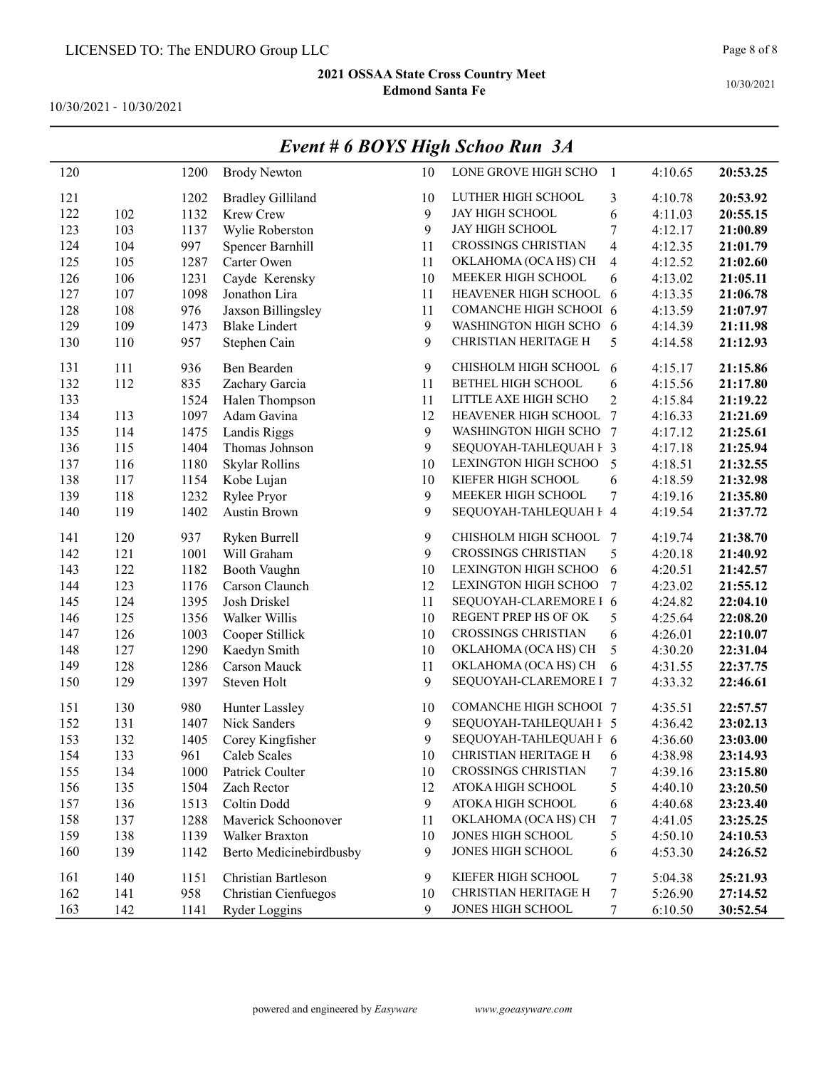LICENSED TO: The ENDURO Group LLC

**2021 OSSAA State Cross Country Meet**
**Edmond Santa Fe**

10/30/2021 - 10/30/2021

10/30/2021

## *Event # 6 BOYS High Schoo Run 3A*

| | | | | | | | | |
|---|---|---|---|---|---|---|---|---|
| 120 | | 1200 | Brody Newton | 10 | LONE GROVE HIGH SCHO | 1 | 4:10.65 | **20:53.25** |
| 121 | | 1202 | Bradley Gilliland | 10 | LUTHER HIGH SCHOOL | 3 | 4:10.78 | **20:53.92** |
| 122 | 102 | 1132 | Krew Crew | 9 | JAY HIGH SCHOOL | 6 | 4:11.03 | **20:55.15** |
| 123 | 103 | 1137 | Wylie Roberston | 9 | JAY HIGH SCHOOL | 7 | 4:12.17 | **21:00.89** |
| 124 | 104 | 997 | Spencer Barnhill | 11 | CROSSINGS CHRISTIAN | 4 | 4:12.35 | **21:01.79** |
| 125 | 105 | 1287 | Carter Owen | 11 | OKLAHOMA (OCA HS) CH | 4 | 4:12.52 | **21:02.60** |
| 126 | 106 | 1231 | Cayde Kerensky | 10 | MEEKER HIGH SCHOOL | 6 | 4:13.02 | **21:05.11** |
| 127 | 107 | 1098 | Jonathon Lira | 11 | HEAVENER HIGH SCHOOL | 6 | 4:13.35 | **21:06.78** |
| 128 | 108 | 976 | Jaxson Billingsley | 11 | COMANCHE HIGH SCHOOL | 6 | 4:13.59 | **21:07.97** |
| 129 | 109 | 1473 | Blake Lindert | 9 | WASHINGTON HIGH SCHO | 6 | 4:14.39 | **21:11.98** |
| 130 | 110 | 957 | Stephen Cain | 9 | CHRISTIAN HERITAGE H | 5 | 4:14.58 | **21:12.93** |
| 131 | 111 | 936 | Ben Bearden | 9 | CHISHOLM HIGH SCHOOL | 6 | 4:15.17 | **21:15.86** |
| 132 | 112 | 835 | Zachary Garcia | 11 | BETHEL HIGH SCHOOL | 6 | 4:15.56 | **21:17.80** |
| 133 | | 1524 | Halen Thompson | 11 | LITTLE AXE HIGH SCHO | 2 | 4:15.84 | **21:19.22** |
| 134 | 113 | 1097 | Adam Gavina | 12 | HEAVENER HIGH SCHOOL | 7 | 4:16.33 | **21:21.69** |
| 135 | 114 | 1475 | Landis Riggs | 9 | WASHINGTON HIGH SCHO | 7 | 4:17.12 | **21:25.61** |
| 136 | 115 | 1404 | Thomas Johnson | 9 | SEQUOYAH-TAHLEQUAH H | 3 | 4:17.18 | **21:25.94** |
| 137 | 116 | 1180 | Skylar Rollins | 10 | LEXINGTON HIGH SCHOO | 5 | 4:18.51 | **21:32.55** |
| 138 | 117 | 1154 | Kobe Lujan | 10 | KIEFER HIGH SCHOOL | 6 | 4:18.59 | **21:32.98** |
| 139 | 118 | 1232 | Rylee Pryor | 9 | MEEKER HIGH SCHOOL | 7 | 4:19.16 | **21:35.80** |
| 140 | 119 | 1402 | Austin Brown | 9 | SEQUOYAH-TAHLEQUAH H | 4 | 4:19.54 | **21:37.72** |
| 141 | 120 | 937 | Ryken Burrell | 9 | CHISHOLM HIGH SCHOOL | 7 | 4:19.74 | **21:38.70** |
| 142 | 121 | 1001 | Will Graham | 9 | CROSSINGS CHRISTIAN | 5 | 4:20.18 | **21:40.92** |
| 143 | 122 | 1182 | Booth Vaughn | 10 | LEXINGTON HIGH SCHOO | 6 | 4:20.51 | **21:42.57** |
| 144 | 123 | 1176 | Carson Claunch | 12 | LEXINGTON HIGH SCHOO | 7 | 4:23.02 | **21:55.12** |
| 145 | 124 | 1395 | Josh Driskel | 11 | SEQUOYAH-CLAREMORE H | 6 | 4:24.82 | **22:04.10** |
| 146 | 125 | 1356 | Walker Willis | 10 | REGENT PREP HS OF OK | 5 | 4:25.64 | **22:08.20** |
| 147 | 126 | 1003 | Cooper Stillick | 10 | CROSSINGS CHRISTIAN | 6 | 4:26.01 | **22:10.07** |
| 148 | 127 | 1290 | Kaedyn Smith | 10 | OKLAHOMA (OCA HS) CH | 5 | 4:30.20 | **22:31.04** |
| 149 | 128 | 1286 | Carson Mauck | 11 | OKLAHOMA (OCA HS) CH | 6 | 4:31.55 | **22:37.75** |
| 150 | 129 | 1397 | Steven Holt | 9 | SEQUOYAH-CLAREMORE H | 7 | 4:33.32 | **22:46.61** |
| 151 | 130 | 980 | Hunter Lassley | 10 | COMANCHE HIGH SCHOOL | 7 | 4:35.51 | **22:57.57** |
| 152 | 131 | 1407 | Nick Sanders | 9 | SEQUOYAH-TAHLEQUAH H | 5 | 4:36.42 | **23:02.13** |
| 153 | 132 | 1405 | Corey Kingfisher | 9 | SEQUOYAH-TAHLEQUAH H | 6 | 4:36.60 | **23:03.00** |
| 154 | 133 | 961 | Caleb Scales | 10 | CHRISTIAN HERITAGE H | 6 | 4:38.98 | **23:14.93** |
| 155 | 134 | 1000 | Patrick Coulter | 10 | CROSSINGS CHRISTIAN | 7 | 4:39.16 | **23:15.80** |
| 156 | 135 | 1504 | Zach Rector | 12 | ATOKA HIGH SCHOOL | 5 | 4:40.10 | **23:20.50** |
| 157 | 136 | 1513 | Coltin Dodd | 9 | ATOKA HIGH SCHOOL | 6 | 4:40.68 | **23:23.40** |
| 158 | 137 | 1288 | Maverick Schoonover | 11 | OKLAHOMA (OCA HS) CH | 7 | 4:41.05 | **23:25.25** |
| 159 | 138 | 1139 | Walker Braxton | 10 | JONES HIGH SCHOOL | 5 | 4:50.10 | **24:10.53** |
| 160 | 139 | 1142 | Berto Medicinebirdbusby | 9 | JONES HIGH SCHOOL | 6 | 4:53.30 | **24:26.52** |
| 161 | 140 | 1151 | Christian Bartleson | 9 | KIEFER HIGH SCHOOL | 7 | 5:04.38 | **25:21.93** |
| 162 | 141 | 958 | Christian Cienfuegos | 10 | CHRISTIAN HERITAGE H | 7 | 5:26.90 | **27:14.52** |
| 163 | 142 | 1141 | Ryder Loggins | 9 | JONES HIGH SCHOOL | 7 | 6:10.50 | **30:52.54** |

powered and engineered by *Easyware* *www.goeasyware.com*